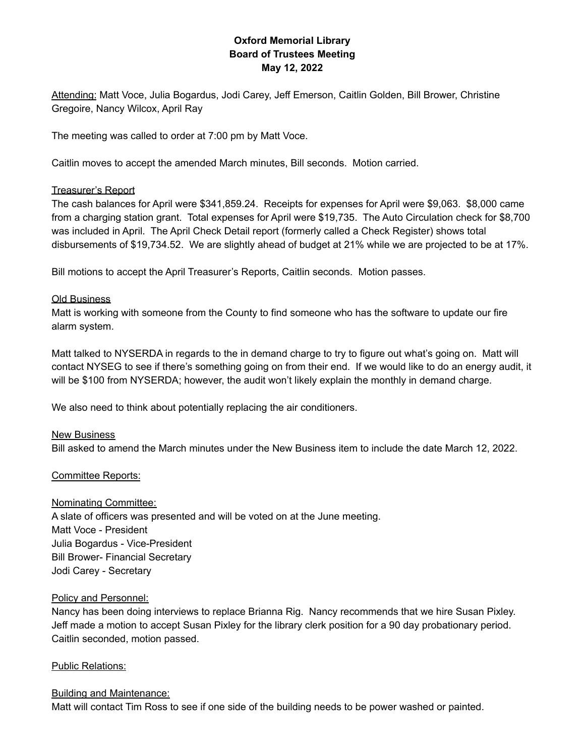# Oxford Memorial Library
## Board of Trustees Meeting
### May 12, 2022

Attending: Matt Voce, Julia Bogardus, Jodi Carey, Jeff Emerson, Caitlin Golden, Bill Brower, Christine Gregoire, Nancy Wilcox, April Ray

The meeting was called to order at 7:00 pm by Matt Voce.

Caitlin moves to accept the amended March minutes, Bill seconds. Motion carried.

Treasurer's Report

The cash balances for April were $341,859.24. Receipts for expenses for April were $9,063. $8,000 came from a charging station grant. Total expenses for April were $19,735. The Auto Circulation check for $8,700 was included in April. The April Check Detail report (formerly called a Check Register) shows total disbursements of $19,734.52. We are slightly ahead of budget at 21% while we are projected to be at 17%.

Bill motions to accept the April Treasurer's Reports, Caitlin seconds. Motion passes.

Old Business

Matt is working with someone from the County to find someone who has the software to update our fire alarm system.

Matt talked to NYSERDA in regards to the in demand charge to try to figure out what's going on. Matt will contact NYSEG to see if there's something going on from their end. If we would like to do an energy audit, it will be $100 from NYSERDA; however, the audit won't likely explain the monthly in demand charge.

We also need to think about potentially replacing the air conditioners.

New Business

Bill asked to amend the March minutes under the New Business item to include the date March 12, 2022.

Committee Reports:

Nominating Committee:

A slate of officers was presented and will be voted on at the June meeting.

Matt Voce - President

Julia Bogardus - Vice-President

Bill Brower- Financial Secretary

Jodi Carey - Secretary

Policy and Personnel:

Nancy has been doing interviews to replace Brianna Rig. Nancy recommends that we hire Susan Pixley. Jeff made a motion to accept Susan Pixley for the library clerk position for a 90 day probationary period. Caitlin seconded, motion passed.

Public Relations:

Building and Maintenance:

Matt will contact Tim Ross to see if one side of the building needs to be power washed or painted.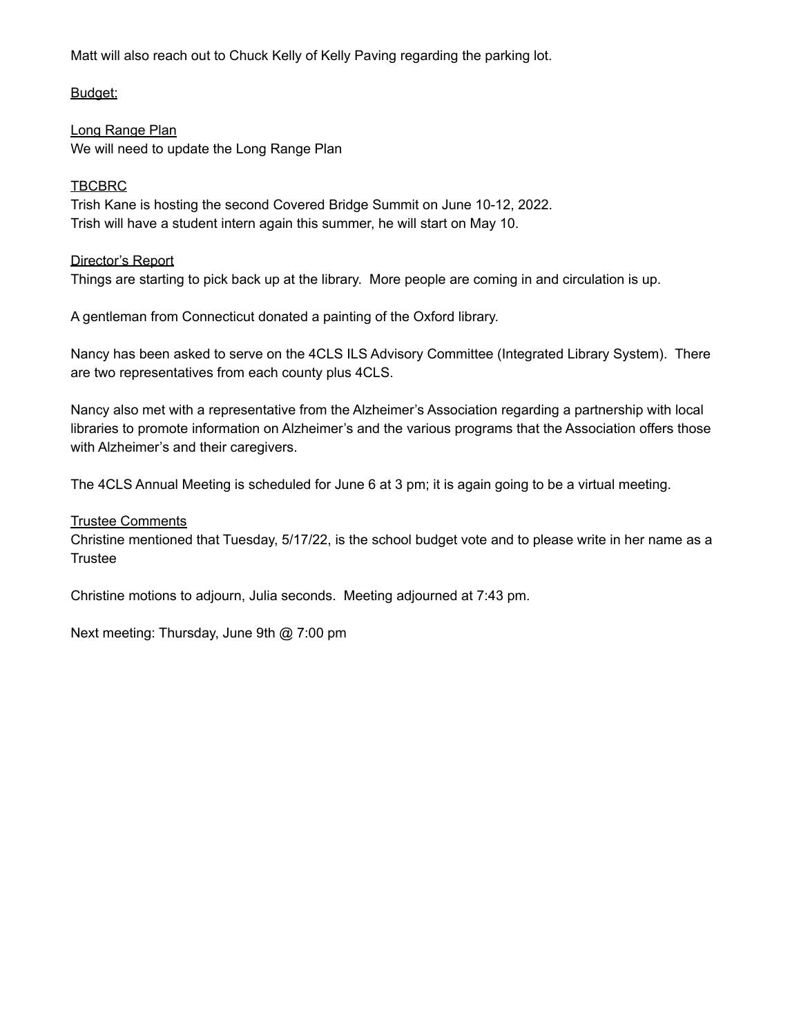Matt will also reach out to Chuck Kelly of Kelly Paving regarding the parking lot.

Budget:

Long Range Plan

We will need to update the Long Range Plan

TBCBRC

Trish Kane is hosting the second Covered Bridge Summit on June 10-12, 2022.
Trish will have a student intern again this summer, he will start on May 10.

Director's Report

Things are starting to pick back up at the library. More people are coming in and circulation is up.

A gentleman from Connecticut donated a painting of the Oxford library.

Nancy has been asked to serve on the 4CLS ILS Advisory Committee (Integrated Library System). There are two representatives from each county plus 4CLS.

Nancy also met with a representative from the Alzheimer's Association regarding a partnership with local libraries to promote information on Alzheimer's and the various programs that the Association offers those with Alzheimer's and their caregivers.

The 4CLS Annual Meeting is scheduled for June 6 at 3 pm; it is again going to be a virtual meeting.

Trustee Comments

Christine mentioned that Tuesday, 5/17/22, is the school budget vote and to please write in her name as a Trustee

Christine motions to adjourn, Julia seconds. Meeting adjourned at 7:43 pm.

Next meeting: Thursday, June 9th @ 7:00 pm